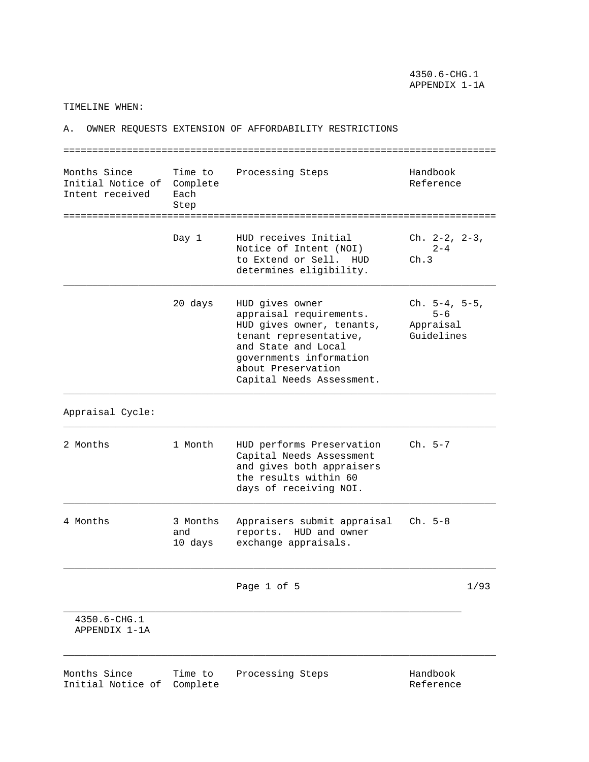TIMELINE WHEN:

A. OWNER REQUESTS EXTENSION OF AFFORDABILITY RESTRICTIONS

| Months Since Initial Notice of Intent received | Time to Complete Each Step | Processing Steps | Handbook Reference |
|---|---|---|---|
| | Day 1 | HUD receives Initial Notice of Intent (NOI) to Extend or Sell. HUD determines eligibility. | Ch. 2-2, 2-3, 2-4 Ch.3 |
| | 20 days | HUD gives owner appraisal requirements. HUD gives owner, tenants, tenant representative, and State and Local governments information about Preservation Capital Needs Assessment. | Ch. 5-4, 5-5, 5-6 Appraisal Guidelines |
| Appraisal Cycle: | | | |
| 2 Months | 1 Month | HUD performs Preservation Capital Needs Assessment and gives both appraisers the results within 60 days of receiving NOI. | Ch. 5-7 |
| 4 Months | 3 Months and 10 days | Appraisers submit appraisal reports. HUD and owner exchange appraisals. | Ch. 5-8 |

| Months Since Initial Notice of | Time to Complete | Processing Steps | Handbook Reference |
|---|---|---|---|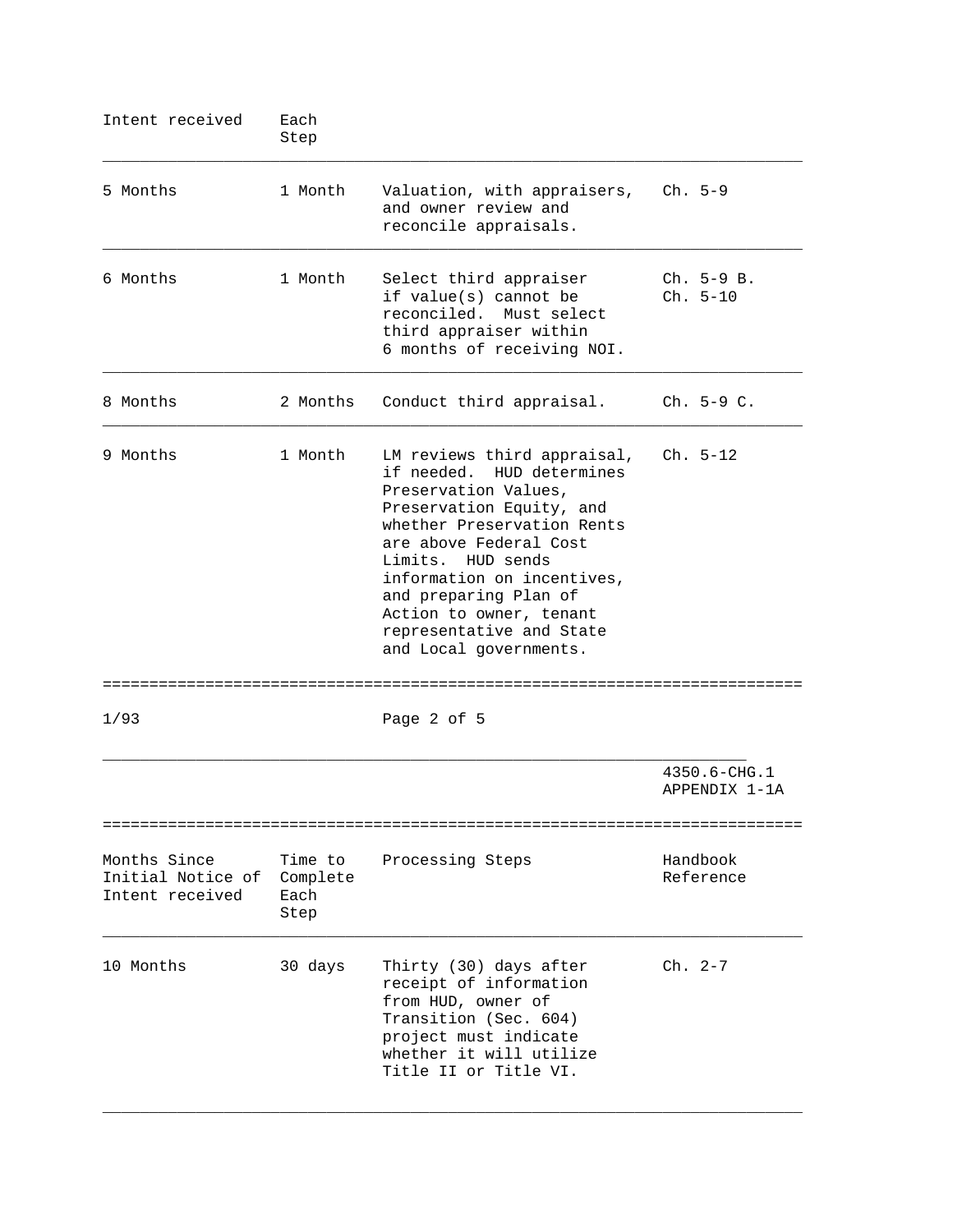| Months Since Initial Notice of Intent received | Time to Complete Each Step | Processing Steps | Handbook Reference |
|---|---|---|---|
| 5 Months | 1 Month | Valuation, with appraisers, and owner review and reconcile appraisals. | Ch. 5-9 |
| 6 Months | 1 Month | Select third appraiser if value(s) cannot be reconciled. Must select third appraiser within 6 months of receiving NOI. | Ch. 5-9 B. Ch. 5-10 |
| 8 Months | 2 Months | Conduct third appraisal. | Ch. 5-9 C. |
| 9 Months | 1 Month | LM reviews third appraisal, if needed. HUD determines Preservation Values, Preservation Equity, and whether Preservation Rents are above Federal Cost Limits. HUD sends information on incentives, and preparing Plan of Action to owner, tenant representative and State and Local governments. | Ch. 5-12 |
| 10 Months | 30 days | Thirty (30) days after receipt of information from HUD, owner of Transition (Sec. 604) project must indicate whether it will utilize Title II or Title VI. | Ch. 2-7 |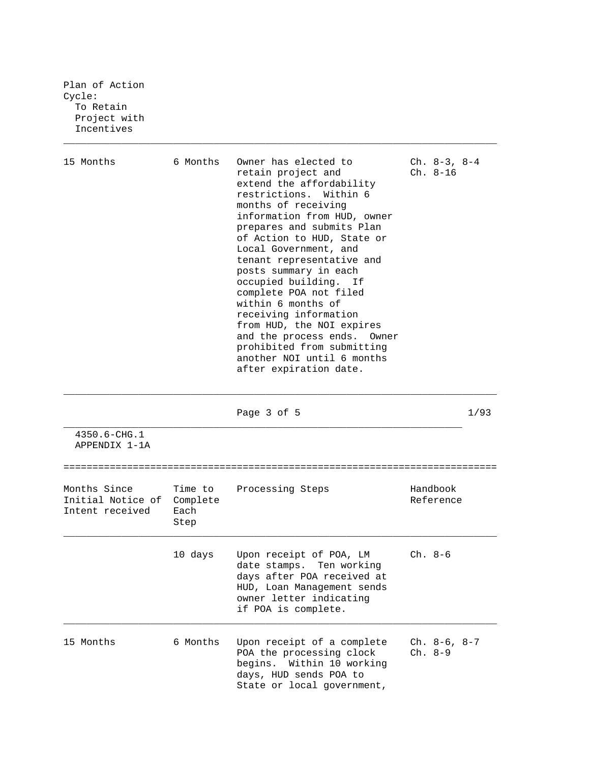| Plan of Action Cycle: To Retain Project with Incentives | | | |
|---|---|---|---|
| 15 Months | 6 Months | Owner has elected to retain project and extend the affordability restrictions. Within 6 months of receiving information from HUD, owner prepares and submits Plan of Action to HUD, State or Local Government, and tenant representative and posts summary in each occupied building. If complete POA not filed within 6 months of receiving information from HUD, the NOI expires and the process ends. Owner prohibited from submitting another NOI until 6 months after expiration date. | Ch. 8-3, 8-4 Ch. 8-16 |

4350.6-CHG.1
APPENDIX 1-1A

| Months Since Initial Notice of Intent received | Time to Complete Each Step | Processing Steps | Handbook Reference |
|---|---|---|---|
| | 10 days | Upon receipt of POA, LM date stamps. Ten working days after POA received at HUD, Loan Management sends owner letter indicating if POA is complete. | Ch. 8-6 |
| 15 Months | 6 Months | Upon receipt of a complete POA the processing clock begins. Within 10 working days, HUD sends POA to State or local government, | Ch. 8-6, 8-7 Ch. 8-9 |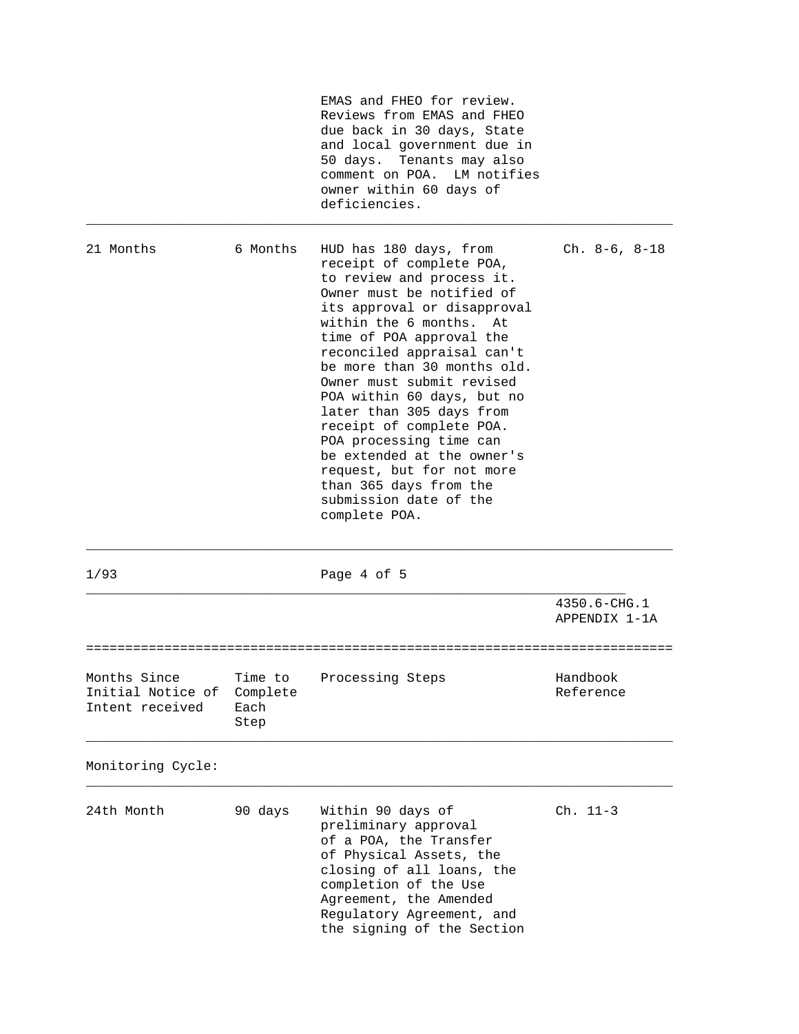| | | | |
|---|---|---|---|
| | | EMAS and FHEO for review. Reviews from EMAS and FHEO due back in 30 days, State and local government due in 50 days. Tenants may also comment on POA. LM notifies owner within 60 days of deficiencies. | |
| 21 Months | 6 Months | HUD has 180 days, from receipt of complete POA, to review and process it. Owner must be notified of its approval or disapproval within the 6 months. At time of POA approval the reconciled appraisal can't be more than 30 months old. Owner must submit revised POA within 60 days, but no later than 305 days from receipt of complete POA. POA processing time can be extended at the owner's request, but for not more than 365 days from the submission date of the complete POA. | Ch. 8-6, 8-18 |

4350.6-CHG.1
APPENDIX 1-1A

| Months Since Initial Notice of Intent received | Time to Complete Each Step | Processing Steps | Handbook Reference |
|---|---|---|---|
| Monitoring Cycle: | | | |
| 24th Month | 90 days | Within 90 days of preliminary approval of a POA, the Transfer of Physical Assets, the closing of all loans, the completion of the Use Agreement, the Amended Regulatory Agreement, and the signing of the Section | Ch. 11-3 |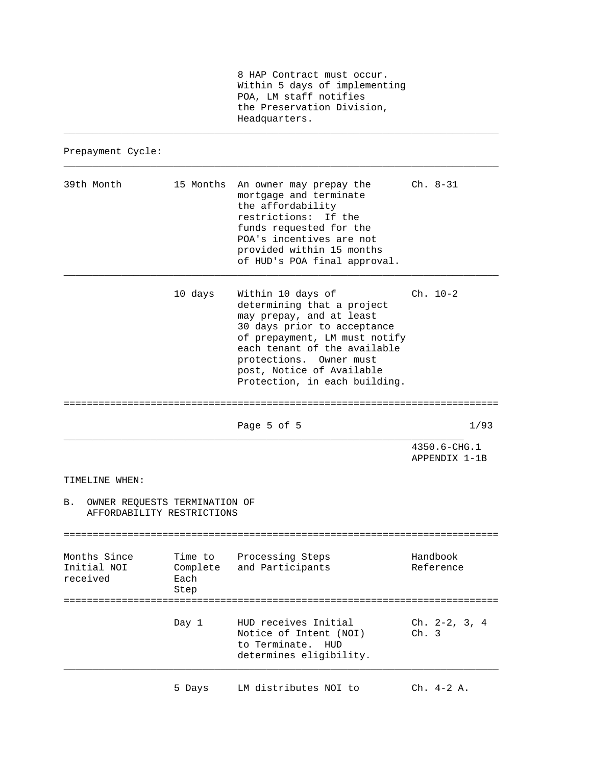| | | | |
|---|---|---|---|
| | | 8 HAP Contract must occur. Within 5 days of implementing POA, LM staff notifies the Preservation Division, Headquarters. | |

Prepayment Cycle:

| | | | |
|---|---|---|---|
| 39th Month | 15 Months | An owner may prepay the mortgage and terminate the affordability restrictions: If the funds requested for the POA's incentives are not provided within 15 months of HUD's POA final approval. | Ch. 8-31 |
| | 10 days | Within 10 days of determining that a project may prepay, and at least 30 days prior to acceptance of prepayment, LM must notify each tenant of the available protections. Owner must post, Notice of Available Protection, in each building. | Ch. 10-2 |

4350.6-CHG.1
APPENDIX 1-1B

TIMELINE WHEN:

B. OWNER REQUESTS TERMINATION OF AFFORDABILITY RESTRICTIONS

| Months Since Initial NOI received | Time to Complete Each Step | Processing Steps and Participants | Handbook Reference |
|---|---|---|---|
| | Day 1 | HUD receives Initial Notice of Intent (NOI) to Terminate. HUD determines eligibility. | Ch. 2-2, 3, 4 Ch. 3 |
| | 5 Days | LM distributes NOI to | Ch. 4-2 A. |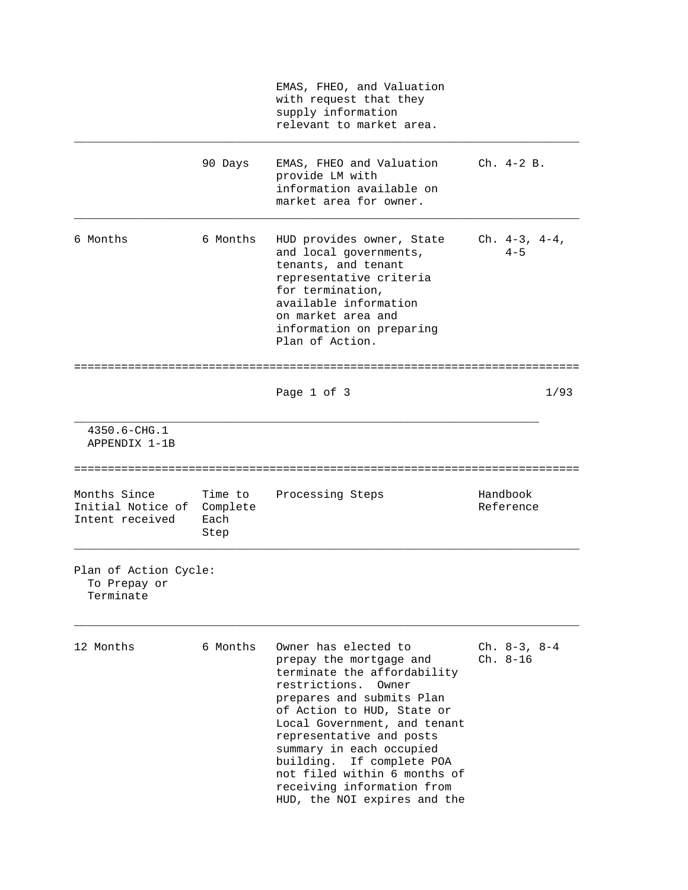| Months Since Initial Notice of Intent received | Time to Complete Each Step | Processing Steps | Handbook Reference |
|---|---|---|---|
| | | EMAS, FHEO, and Valuation with request that they supply information relevant to market area. | |
| | 90 Days | EMAS, FHEO and Valuation provide LM with information available on market area for owner. | Ch. 4-2 B. |
| 6 Months | 6 Months | HUD provides owner, State and local governments, tenants, and tenant representative criteria for termination, available information on market area and information on preparing Plan of Action. | Ch. 4-3, 4-4, 4-5 |

4350.6-CHG.1
APPENDIX 1-1B

| Months Since Initial Notice of Intent received | Time to Complete Each Step | Processing Steps | Handbook Reference |
|---|---|---|---|
| Plan of Action Cycle: To Prepay or Terminate | | | |
| 12 Months | 6 Months | Owner has elected to prepay the mortgage and terminate the affordability restrictions. Owner prepares and submits Plan of Action to HUD, State or Local Government, and tenant representative and posts summary in each occupied building. If complete POA not filed within 6 months of receiving information from HUD, the NOI expires and the | Ch. 8-3, 8-4 Ch. 8-16 |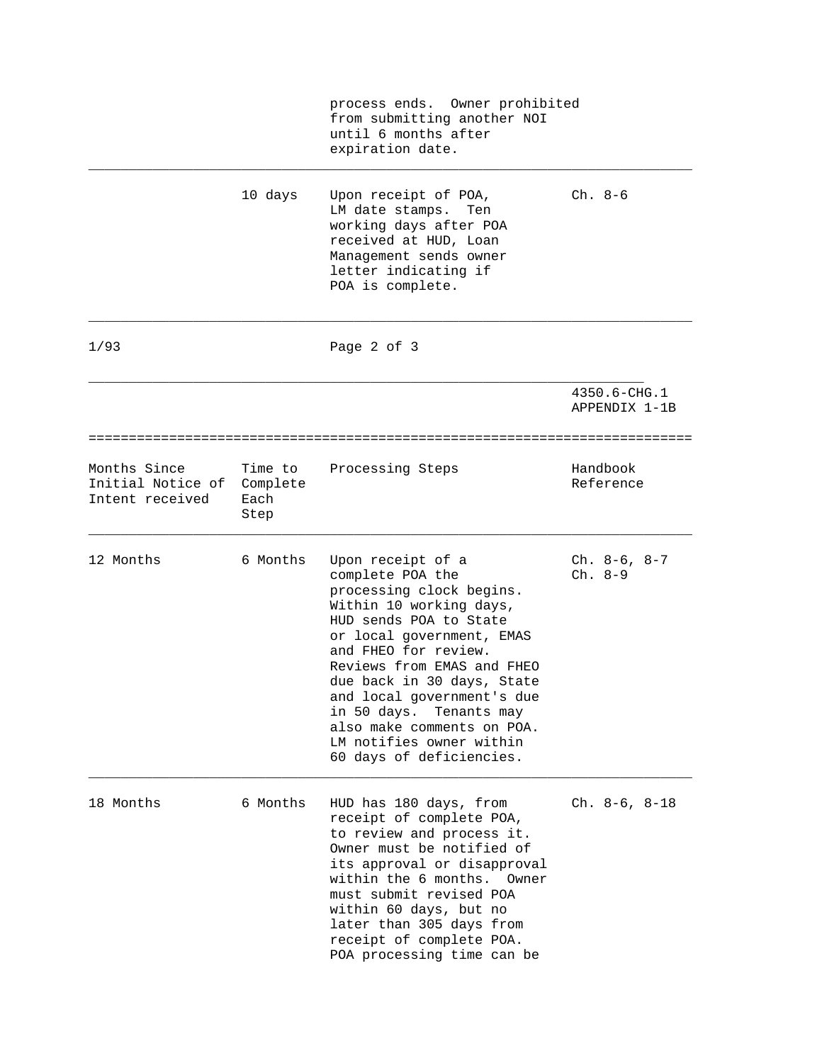| | | | |
|---|---|---|---|
| | | process ends. Owner prohibited from submitting another NOI until 6 months after expiration date. | |
| | 10 days | Upon receipt of POA, LM date stamps. Ten working days after POA received at HUD, Loan Management sends owner letter indicating if POA is complete. | Ch. 8-6 |

| Months Since Initial Notice of Intent received | Time to Complete Each Step | Processing Steps | Handbook Reference |
|---|---|---|---|
| 12 Months | 6 Months | Upon receipt of a complete POA the processing clock begins. Within 10 working days, HUD sends POA to State or local government, EMAS and FHEO for review. Reviews from EMAS and FHEO due back in 30 days, State and local government's due in 50 days. Tenants may also make comments on POA. LM notifies owner within 60 days of deficiencies. | Ch. 8-6, 8-7 Ch. 8-9 |
| 18 Months | 6 Months | HUD has 180 days, from receipt of complete POA, to review and process it. Owner must be notified of its approval or disapproval within the 6 months. Owner must submit revised POA within 60 days, but no later than 305 days from receipt of complete POA. POA processing time can be | Ch. 8-6, 8-18 |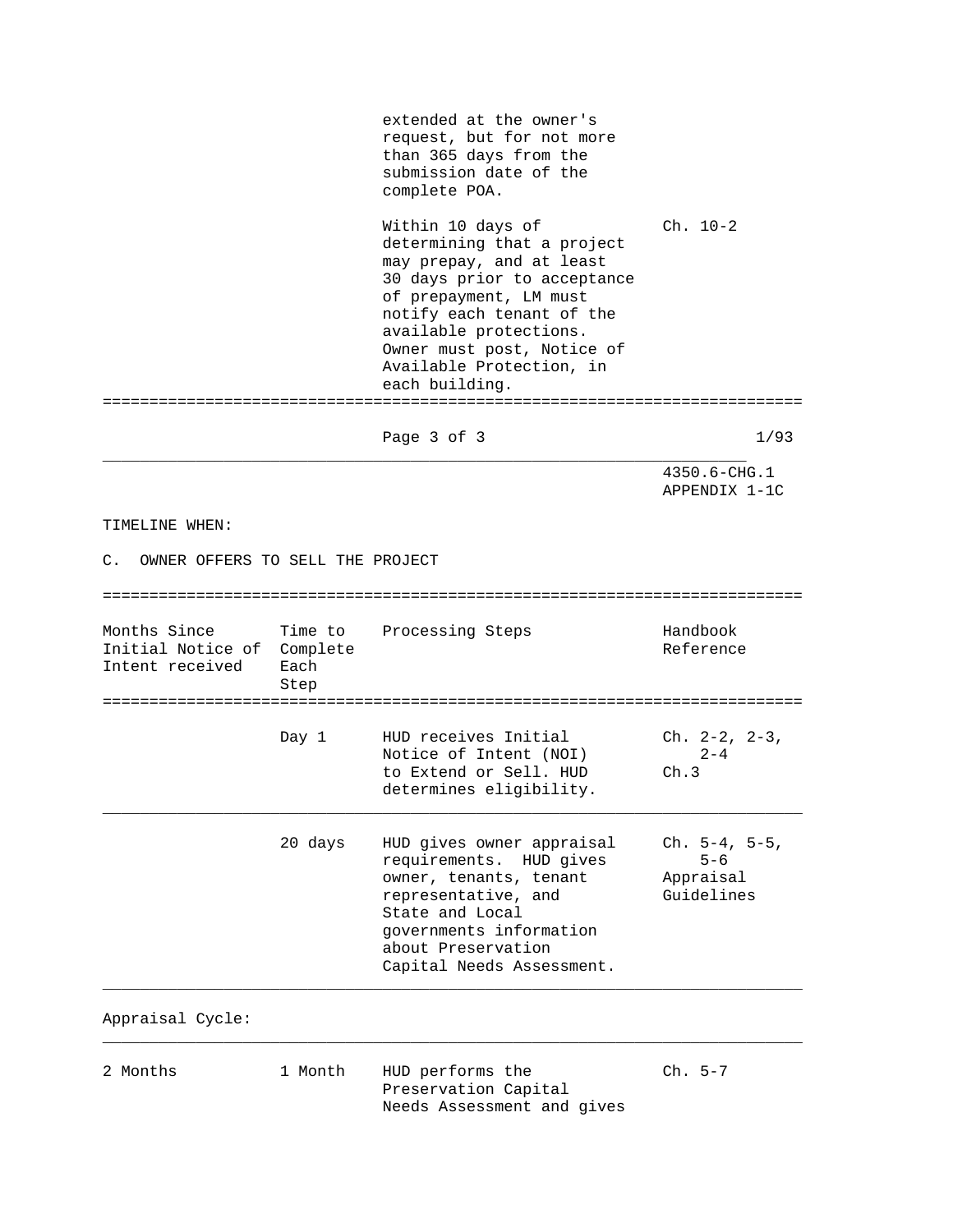| | | extended at the owner's request, but for not more than 365 days from the submission date of the complete POA. | |
|---|---|---|---|
| | | Within 10 days of determining that a project may prepay, and at least 30 days prior to acceptance of prepayment, LM must notify each tenant of the available protections. Owner must post, Notice of Available Protection, in each building. | Ch. 10-2 |

4350.6-CHG.1
APPENDIX 1-1C

TIMELINE WHEN:

C. OWNER OFFERS TO SELL THE PROJECT

| Months Since Initial Notice of Intent received | Time to Complete Each Step | Processing Steps | Handbook Reference |
|---|---|---|---|
| | Day 1 | HUD receives Initial Notice of Intent (NOI) to Extend or Sell. HUD determines eligibility. | Ch. 2-2, 2-3, 2-4 Ch.3 |
| | 20 days | HUD gives owner appraisal requirements. HUD gives owner, tenants, tenant representative, and State and Local governments information about Preservation Capital Needs Assessment. | Ch. 5-4, 5-5, 5-6 Appraisal Guidelines |
| Appraisal Cycle: | | | |
| 2 Months | 1 Month | HUD performs the Preservation Capital Needs Assessment and gives | Ch. 5-7 |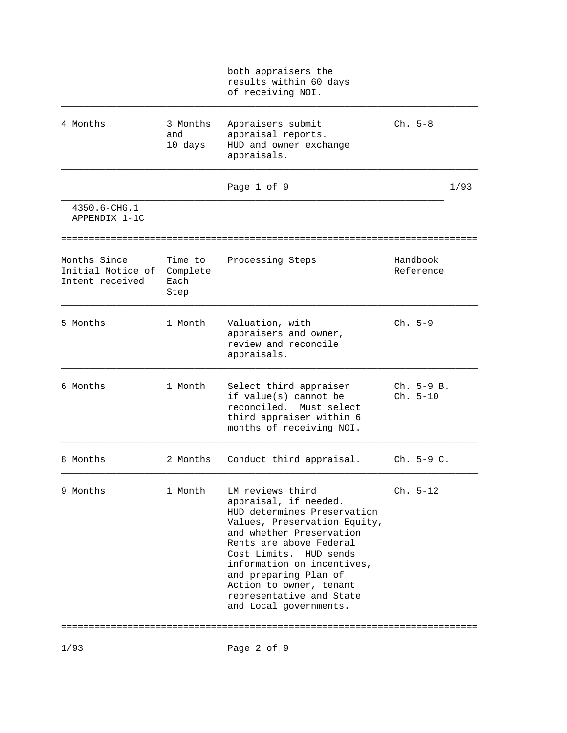| Months Since Initial Notice of Intent received | Time to Complete Each Step | Processing Steps | Handbook Reference |
|---|---|---|---|
| | | both appraisers the results within 60 days of receiving NOI. | |
| 4 Months | 3 Months and 10 days | Appraisers submit appraisal reports. HUD and owner exchange appraisals. | Ch. 5-8 |
| 5 Months | 1 Month | Valuation, with appraisers and owner, review and reconcile appraisals. | Ch. 5-9 |
| 6 Months | 1 Month | Select third appraiser if value(s) cannot be reconciled. Must select third appraiser within 6 months of receiving NOI. | Ch. 5-9 B. Ch. 5-10 |
| 8 Months | 2 Months | Conduct third appraisal. | Ch. 5-9 C. |
| 9 Months | 1 Month | LM reviews third appraisal, if needed. HUD determines Preservation Values, Preservation Equity, and whether Preservation Rents are above Federal Cost Limits. HUD sends information on incentives, and preparing Plan of Action to owner, tenant representative and State and Local governments. | Ch. 5-12 |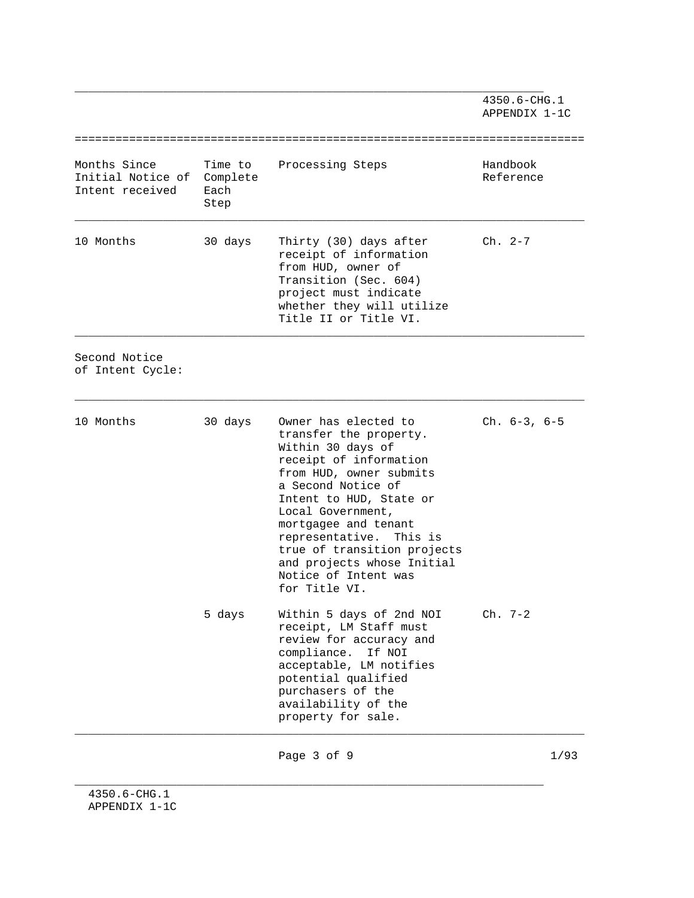| Months Since Initial Notice of Intent received | Time to Complete Each Step | Processing Steps | Handbook Reference |
|---|---|---|---|
| 10 Months | 30 days | Thirty (30) days after receipt of information from HUD, owner of Transition (Sec. 604) project must indicate whether they will utilize Title II or Title VI. | Ch. 2-7 |
| Second Notice of Intent Cycle: | | | |
| 10 Months | 30 days | Owner has elected to transfer the property. Within 30 days of receipt of information from HUD, owner submits a Second Notice of Intent to HUD, State or Local Government, mortgagee and tenant representative. This is true of transition projects and projects whose Initial Notice of Intent was for Title VI. | Ch. 6-3, 6-5 |
| | 5 days | Within 5 days of 2nd NOI receipt, LM Staff must review for accuracy and compliance. If NOI acceptable, LM notifies potential qualified purchasers of the availability of the property for sale. | Ch. 7-2 |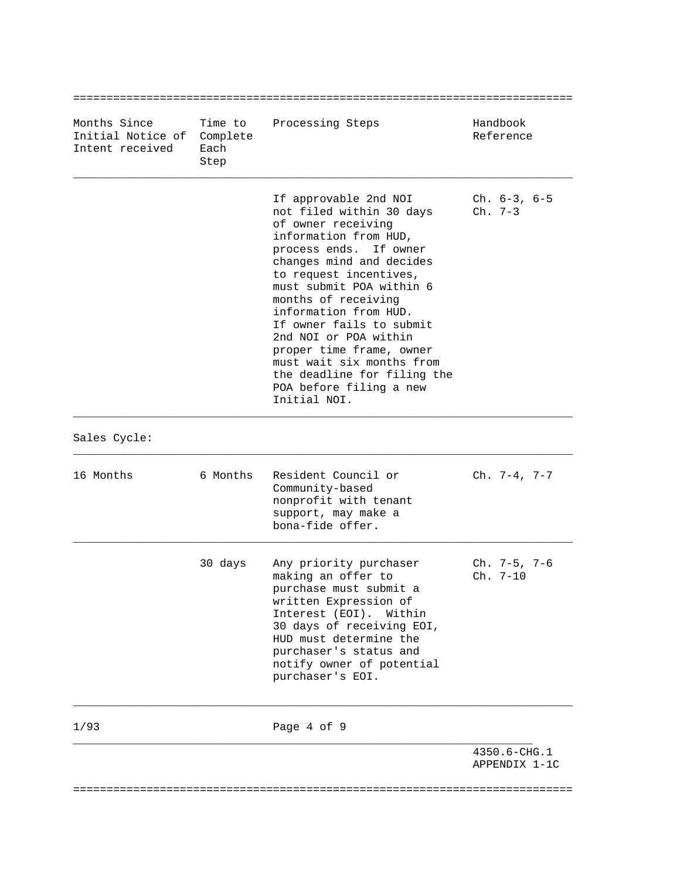| Months Since Initial Notice of Intent received | Time to Complete Each Step | Processing Steps | Handbook Reference |
|---|---|---|---|
| | | If approvable 2nd NOI not filed within 30 days of owner receiving information from HUD, process ends. If owner changes mind and decides to request incentives, must submit POA within 6 months of receiving information from HUD. If owner fails to submit 2nd NOI or POA within proper time frame, owner must wait six months from the deadline for filing the POA before filing a new Initial NOI. | Ch. 6-3, 6-5 Ch. 7-3 |
| Sales Cycle: | | | |
| 16 Months | 6 Months | Resident Council or Community-based nonprofit with tenant support, may make a bona-fide offer. | Ch. 7-4, 7-7 |
| | 30 days | Any priority purchaser making an offer to purchase must submit a written Expression of Interest (EOI). Within 30 days of receiving EOI, HUD must determine the purchaser's status and notify owner of potential purchaser's EOI. | Ch. 7-5, 7-6 Ch. 7-10 |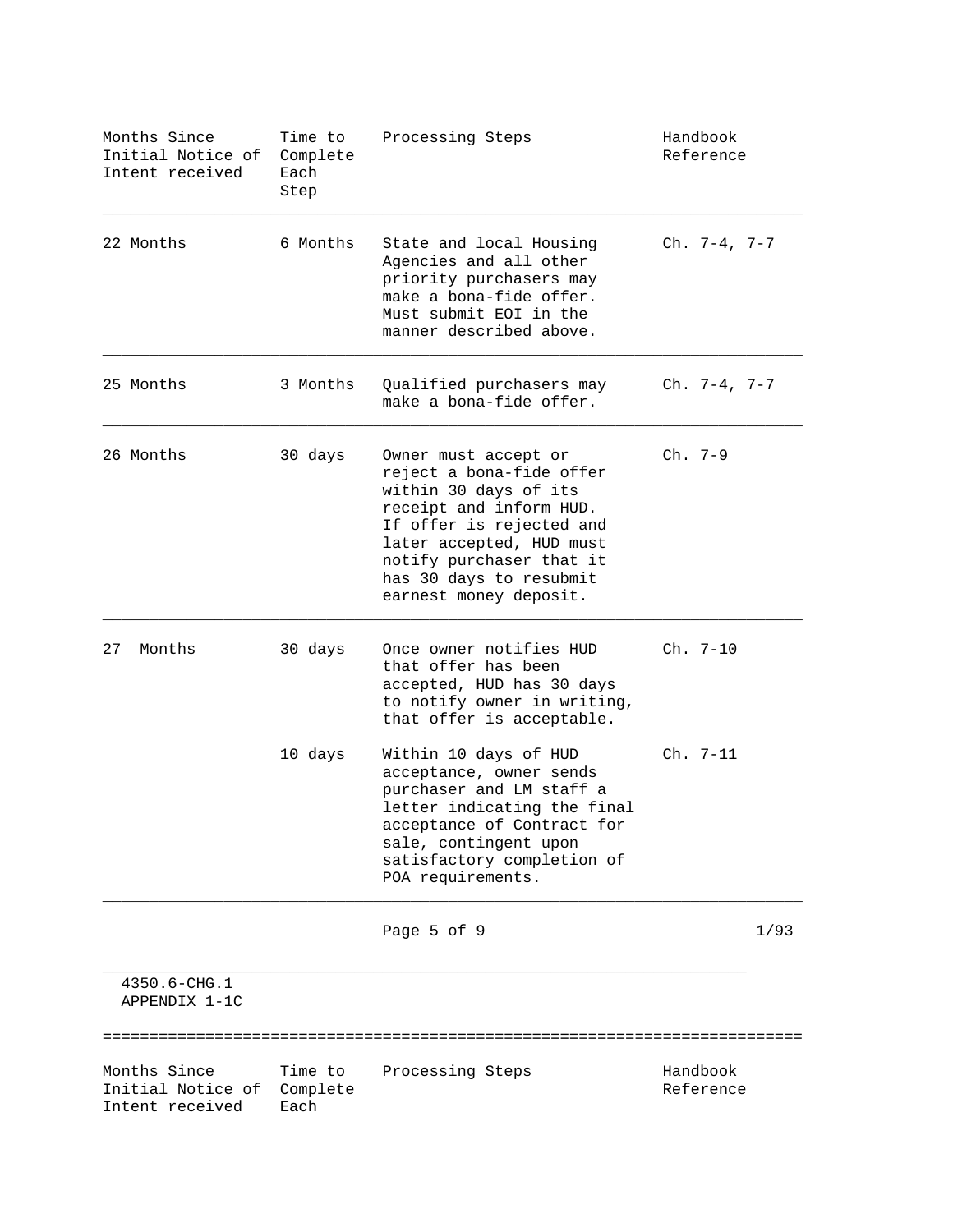| Months Since Initial Notice of Intent received | Time to Complete Each Step | Processing Steps | Handbook Reference |
|---|---|---|---|
| 22 Months | 6 Months | State and local Housing Agencies and all other priority purchasers may make a bona-fide offer. Must submit EOI in the manner described above. | Ch. 7-4, 7-7 |
| 25 Months | 3 Months | Qualified purchasers may make a bona-fide offer. | Ch. 7-4, 7-7 |
| 26 Months | 30 days | Owner must accept or reject a bona-fide offer within 30 days of its receipt and inform HUD. If offer is rejected and later accepted, HUD must notify purchaser that it has 30 days to resubmit earnest money deposit. | Ch. 7-9 |
| 27 Months | 30 days | Once owner notifies HUD that offer has been accepted, HUD has 30 days to notify owner in writing, that offer is acceptable. | Ch. 7-10 |
| | 10 days | Within 10 days of HUD acceptance, owner sends purchaser and LM staff a letter indicating the final acceptance of Contract for sale, contingent upon satisfactory completion of POA requirements. | Ch. 7-11 |

| Months Since Initial Notice of Intent received | Time to Complete Each | Processing Steps | Handbook Reference |
|---|---|---|---|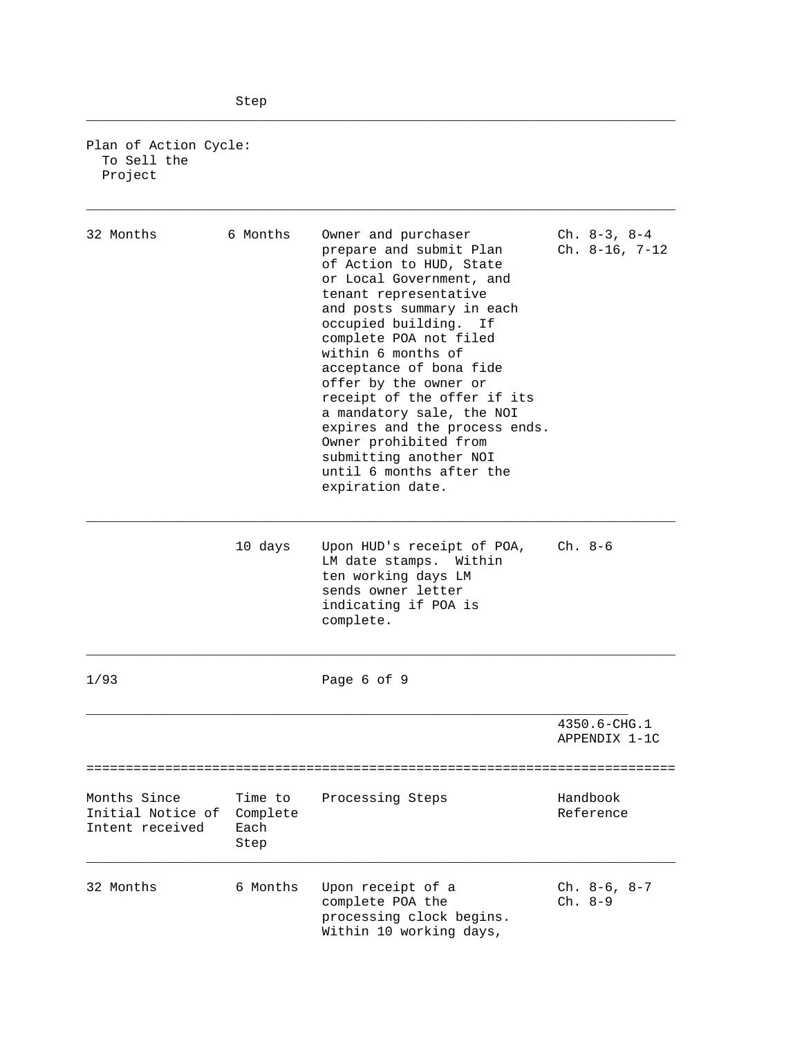| Months Since Initial Notice of Intent received | Time to Complete Each Step | Processing Steps | Handbook Reference |
|---|---|---|---|
| Plan of Action Cycle: To Sell the Project | | | |
| 32 Months | 6 Months | Owner and purchaser prepare and submit Plan of Action to HUD, State or Local Government, and tenant representative and posts summary in each occupied building. If complete POA not filed within 6 months of acceptance of bona fide offer by the owner or receipt of the offer if its a mandatory sale, the NOI expires and the process ends. Owner prohibited from submitting another NOI until 6 months after the expiration date. | Ch. 8-3, 8-4 Ch. 8-16, 7-12 |
| | 10 days | Upon HUD's receipt of POA, LM date stamps. Within ten working days LM sends owner letter indicating if POA is complete. | Ch. 8-6 |

4350.6-CHG.1
APPENDIX 1-1C

| Months Since Initial Notice of Intent received | Time to Complete Each Step | Processing Steps | Handbook Reference |
|---|---|---|---|
| 32 Months | 6 Months | Upon receipt of a complete POA the processing clock begins. Within 10 working days, | Ch. 8-6, 8-7 Ch. 8-9 |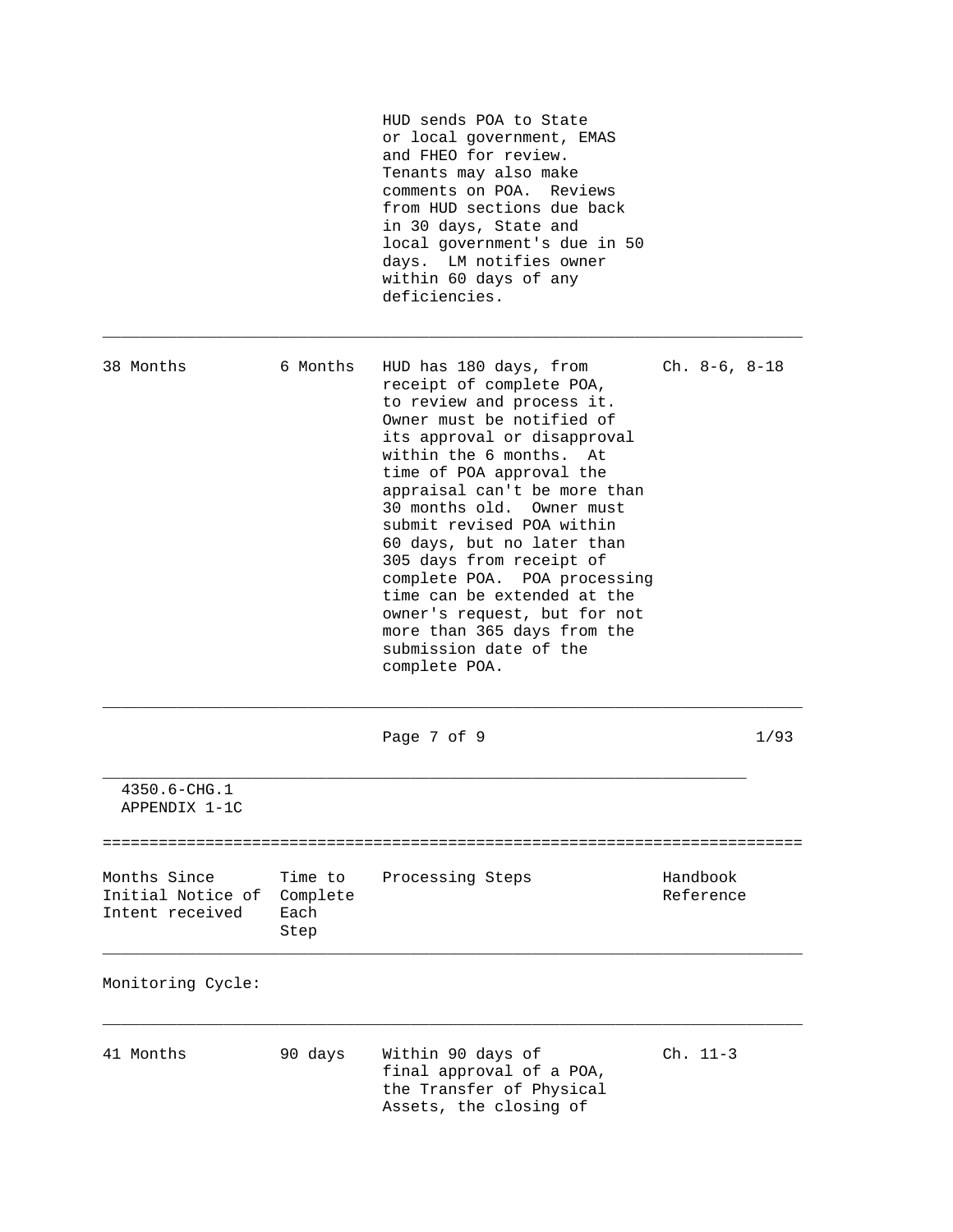| | | | |
|---|---|---|---|
| | | HUD sends POA to State or local government, EMAS and FHEO for review. Tenants may also make comments on POA. Reviews from HUD sections due back in 30 days, State and local government's due in 50 days. LM notifies owner within 60 days of any deficiencies. | |
| 38 Months | 6 Months | HUD has 180 days, from receipt of complete POA, to review and process it. Owner must be notified of its approval or disapproval within the 6 months. At time of POA approval the appraisal can't be more than 30 months old. Owner must submit revised POA within 60 days, but no later than 305 days from receipt of complete POA. POA processing time can be extended at the owner's request, but for not more than 365 days from the submission date of the complete POA. | Ch. 8-6, 8-18 |

4350.6-CHG.1
APPENDIX 1-1C

| Months Since Initial Notice of Intent received | Time to Complete Each Step | Processing Steps | Handbook Reference |
|---|---|---|---|
| Monitoring Cycle: | | | |
| 41 Months | 90 days | Within 90 days of final approval of a POA, the Transfer of Physical Assets, the closing of | Ch. 11-3 |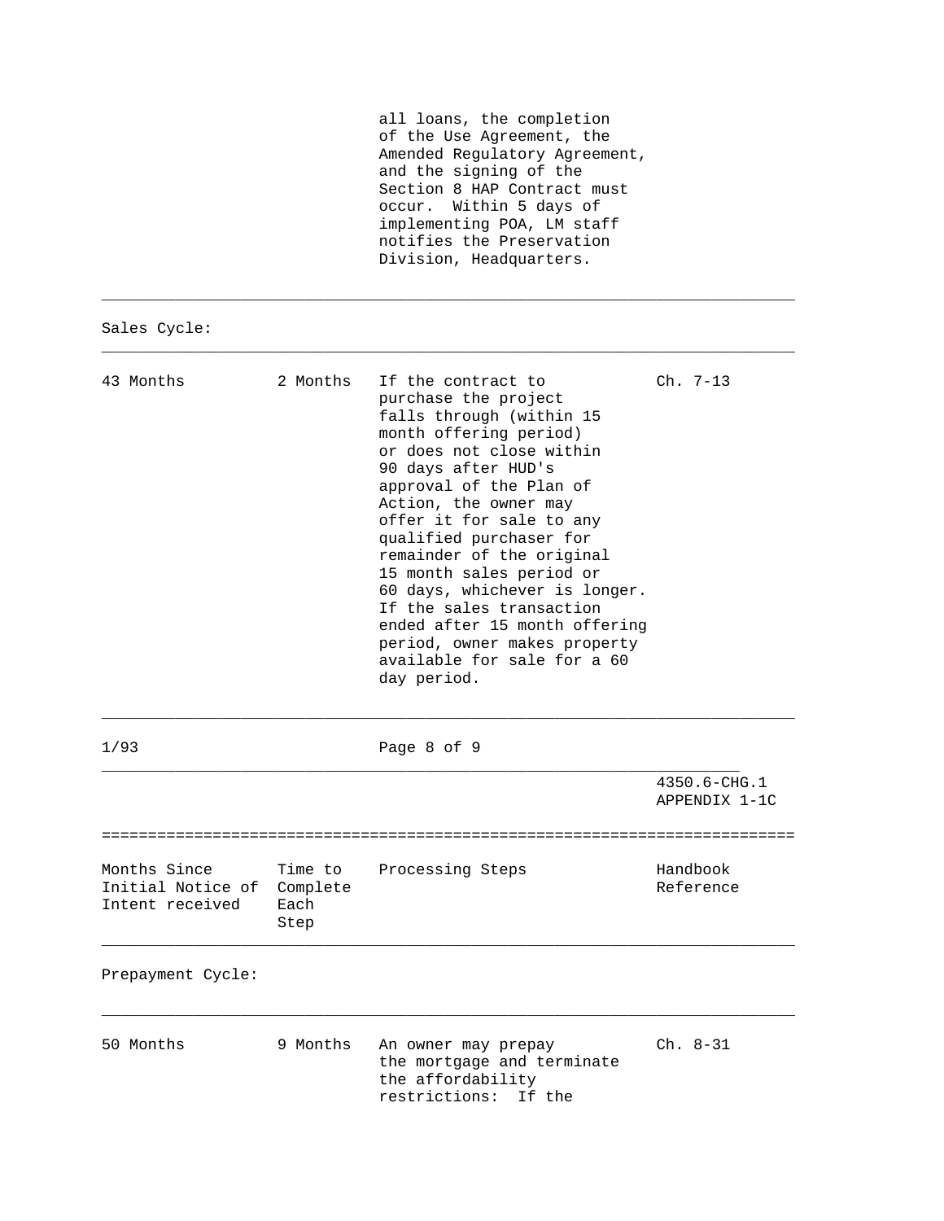| | | all loans, the completion of the Use Agreement, the Amended Regulatory Agreement, and the signing of the Section 8 HAP Contract must occur. Within 5 days of implementing POA, LM staff notifies the Preservation Division, Headquarters. | |
|---|---|---|---|
| **Sales Cycle:** | | | |
| 43 Months | 2 Months | If the contract to purchase the project falls through (within 15 month offering period) or does not close within 90 days after HUD's approval of the Plan of Action, the owner may offer it for sale to any qualified purchaser for remainder of the original 15 month sales period or 60 days, whichever is longer. If the sales transaction ended after 15 month offering period, owner makes property available for sale for a 60 day period. | Ch. 7-13 |

| Months Since Initial Notice of Intent received | Time to Complete Each Step | Processing Steps | Handbook Reference |
|---|---|---|---|
| **Prepayment Cycle:** | | | |
| 50 Months | 9 Months | An owner may prepay the mortgage and terminate the affordability restrictions: If the | Ch. 8-31 |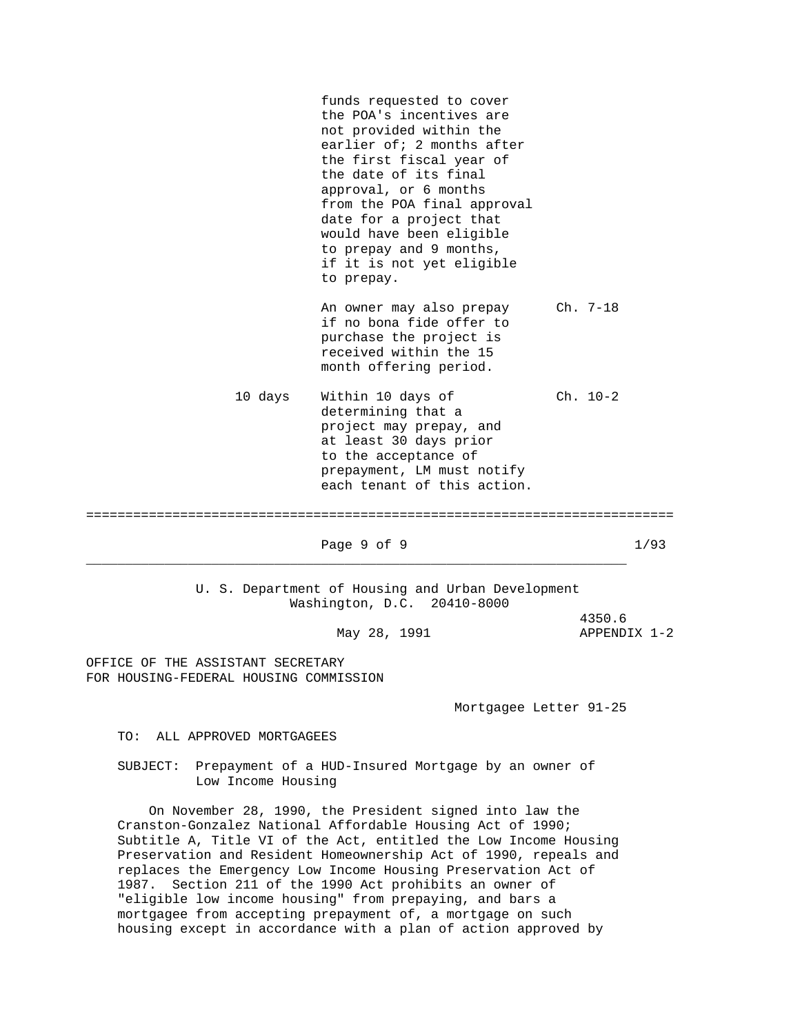| | | |
|---|---|---|
| | funds requested to cover the POA's incentives are not provided within the earlier of; 2 months after the first fiscal year of the date of its final approval, or 6 months from the POA final approval date for a project that would have been eligible to prepay and 9 months, if it is not yet eligible to prepay. | |
| | An owner may also prepay if no bona fide offer to purchase the project is received within the 15 month offering period. | Ch. 7-18 |
| 10 days | Within 10 days of determining that a project may prepay, and at least 30 days prior to the acceptance of prepayment, LM must notify each tenant of this action. | Ch. 10-2 |

---

U. S. Department of Housing and Urban Development
Washington, D.C. 20410-8000

4350.6
APPENDIX 1-2

May 28, 1991

OFFICE OF THE ASSISTANT SECRETARY
FOR HOUSING-FEDERAL HOUSING COMMISSION

Mortgagee Letter 91-25

TO: ALL APPROVED MORTGAGEES

SUBJECT: Prepayment of a HUD-Insured Mortgage by an owner of Low Income Housing

On November 28, 1990, the President signed into law the Cranston-Gonzalez National Affordable Housing Act of 1990; Subtitle A, Title VI of the Act, entitled the Low Income Housing Preservation and Resident Homeownership Act of 1990, repeals and replaces the Emergency Low Income Housing Preservation Act of 1987. Section 211 of the 1990 Act prohibits an owner of "eligible low income housing" from prepaying, and bars a mortgagee from accepting prepayment of, a mortgage on such housing except in accordance with a plan of action approved by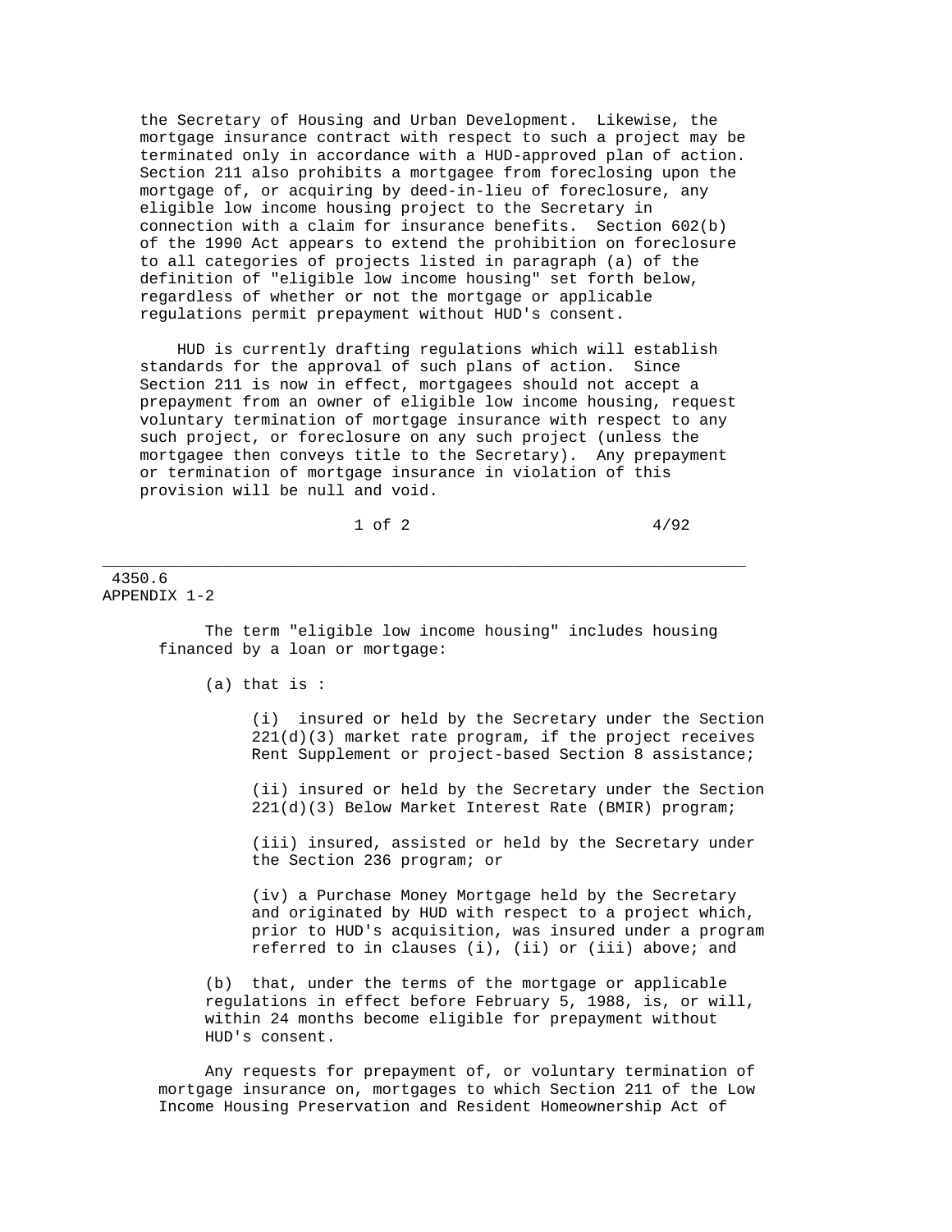the Secretary of Housing and Urban Development. Likewise, the mortgage insurance contract with respect to such a project may be terminated only in accordance with a HUD-approved plan of action. Section 211 also prohibits a mortgagee from foreclosing upon the mortgage of, or acquiring by deed-in-lieu of foreclosure, any eligible low income housing project to the Secretary in connection with a claim for insurance benefits. Section 602(b) of the 1990 Act appears to extend the prohibition on foreclosure to all categories of projects listed in paragraph (a) of the definition of "eligible low income housing" set forth below, regardless of whether or not the mortgage or applicable regulations permit prepayment without HUD's consent.

HUD is currently drafting regulations which will establish standards for the approval of such plans of action. Since Section 211 is now in effect, mortgagees should not accept a prepayment from an owner of eligible low income housing, request voluntary termination of mortgage insurance with respect to any such project, or foreclosure on any such project (unless the mortgagee then conveys title to the Secretary). Any prepayment or termination of mortgage insurance in violation of this provision will be null and void.

The term "eligible low income housing" includes housing financed by a loan or mortgage:

(a) that is :

(i) insured or held by the Secretary under the Section 221(d)(3) market rate program, if the project receives Rent Supplement or project-based Section 8 assistance;

(ii) insured or held by the Secretary under the Section 221(d)(3) Below Market Interest Rate (BMIR) program;

(iii) insured, assisted or held by the Secretary under the Section 236 program; or

(iv) a Purchase Money Mortgage held by the Secretary and originated by HUD with respect to a project which, prior to HUD's acquisition, was insured under a program referred to in clauses (i), (ii) or (iii) above; and

(b) that, under the terms of the mortgage or applicable regulations in effect before February 5, 1988, is, or will, within 24 months become eligible for prepayment without HUD's consent.

Any requests for prepayment of, or voluntary termination of mortgage insurance on, mortgages to which Section 211 of the Low Income Housing Preservation and Resident Homeownership Act of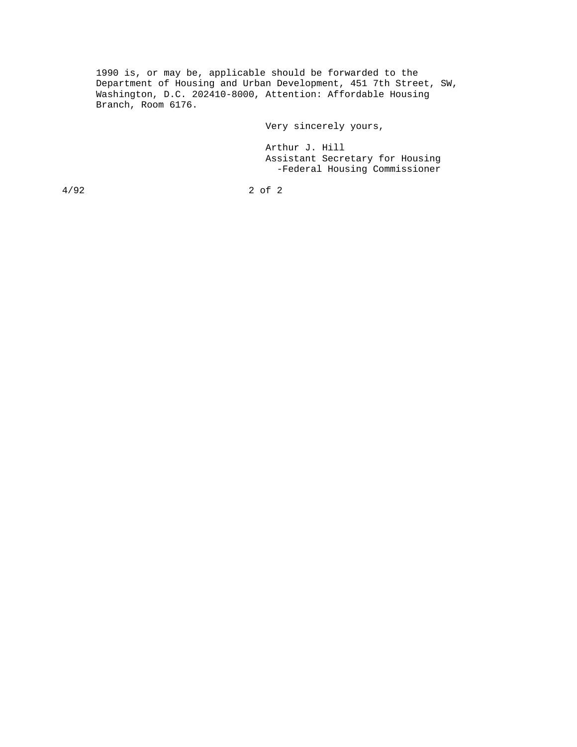1990 is, or may be, applicable should be forwarded to the Department of Housing and Urban Development, 451 7th Street, SW, Washington, D.C. 202410-8000, Attention: Affordable Housing Branch, Room 6176.

Very sincerely yours,

Arthur J. Hill
Assistant Secretary for Housing
-Federal Housing Commissioner

4/92